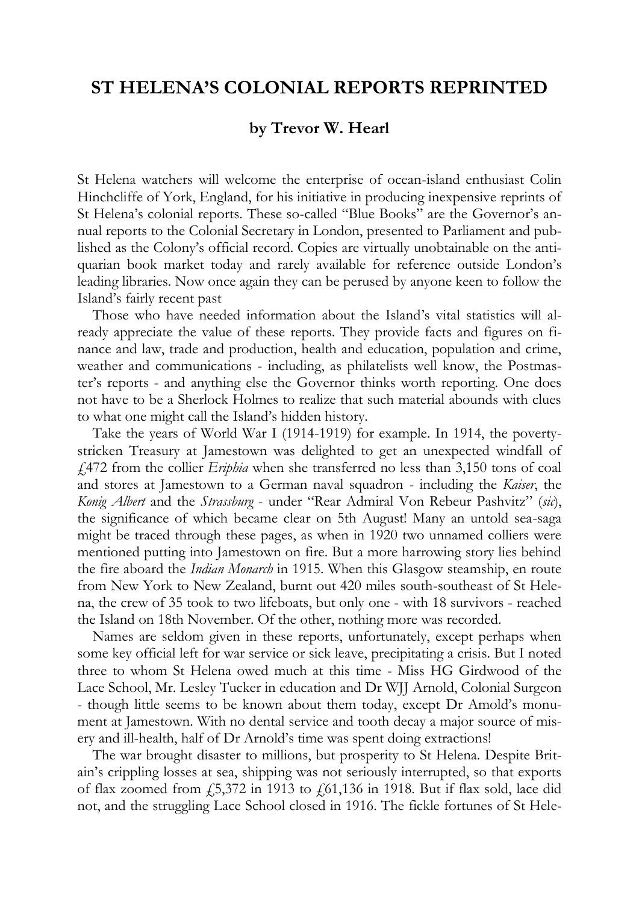# ST HELENA'S COLONIAL REPORTS REPRINTED

**by Trevor W. Hearl**

St Helena watchers will welcome the enterprise of ocean-island enthusiast Colin Hinchcliffe of York, England, for his initiative in producing inexpensive reprints of St Helena's colonial reports. These so-called "Blue Books" are the Governor's annual reports to the Colonial Secretary in London, presented to Parliament and published as the Colony's official record. Copies are virtually unobtainable on the antiquarian book market today and rarely available for reference outside London's leading libraries. Now once again they can be perused by anyone keen to follow the Island's fairly recent past

Those who have needed information about the Island's vital statistics will already appreciate the value of these reports. They provide facts and figures on finance and law, trade and production, health and education, population and crime, weather and communications - including, as philatelists well know, the Postmaster's reports - and anything else the Governor thinks worth reporting. One does not have to be a Sherlock Holmes to realize that such material abounds with clues to what one might call the Island's hidden history.

Take the years of World War I (1914-1919) for example. In 1914, the poverty-stricken Treasury at Jamestown was delighted to get an unexpected windfall of £472 from the collier *Eriphia* when she transferred no less than 3,150 tons of coal and stores at Jamestown to a German naval squadron - including the *Kaiser*, the *Konig Albert* and the *Strassburg* - under "Rear Admiral Von Rebeur Pashvitz" (*sic*), the significance of which became clear on 5th August! Many an untold sea-saga might be traced through these pages, as when in 1920 two unnamed colliers were mentioned putting into Jamestown on fire. But a more harrowing story lies behind the fire aboard the *Indian Monarch* in 1915. When this Glasgow steamship, en route from New York to New Zealand, burnt out 420 miles south-southeast of St Helena, the crew of 35 took to two lifeboats, but only one - with 18 survivors - reached the Island on 18th November. Of the other, nothing more was recorded.

Names are seldom given in these reports, unfortunately, except perhaps when some key official left for war service or sick leave, precipitating a crisis. But I noted three to whom St Helena owed much at this time - Miss HG Girdwood of the Lace School, Mr. Lesley Tucker in education and Dr WJJ Arnold, Colonial Surgeon - though little seems to be known about them today, except Dr Amold's monument at Jamestown. With no dental service and tooth decay a major source of misery and ill-health, half of Dr Arnold's time was spent doing extractions!

The war brought disaster to millions, but prosperity to St Helena. Despite Britain's crippling losses at sea, shipping was not seriously interrupted, so that exports of flax zoomed from £5,372 in 1913 to £61,136 in 1918. But if flax sold, lace did not, and the struggling Lace School closed in 1916. The fickle fortunes of St Hele-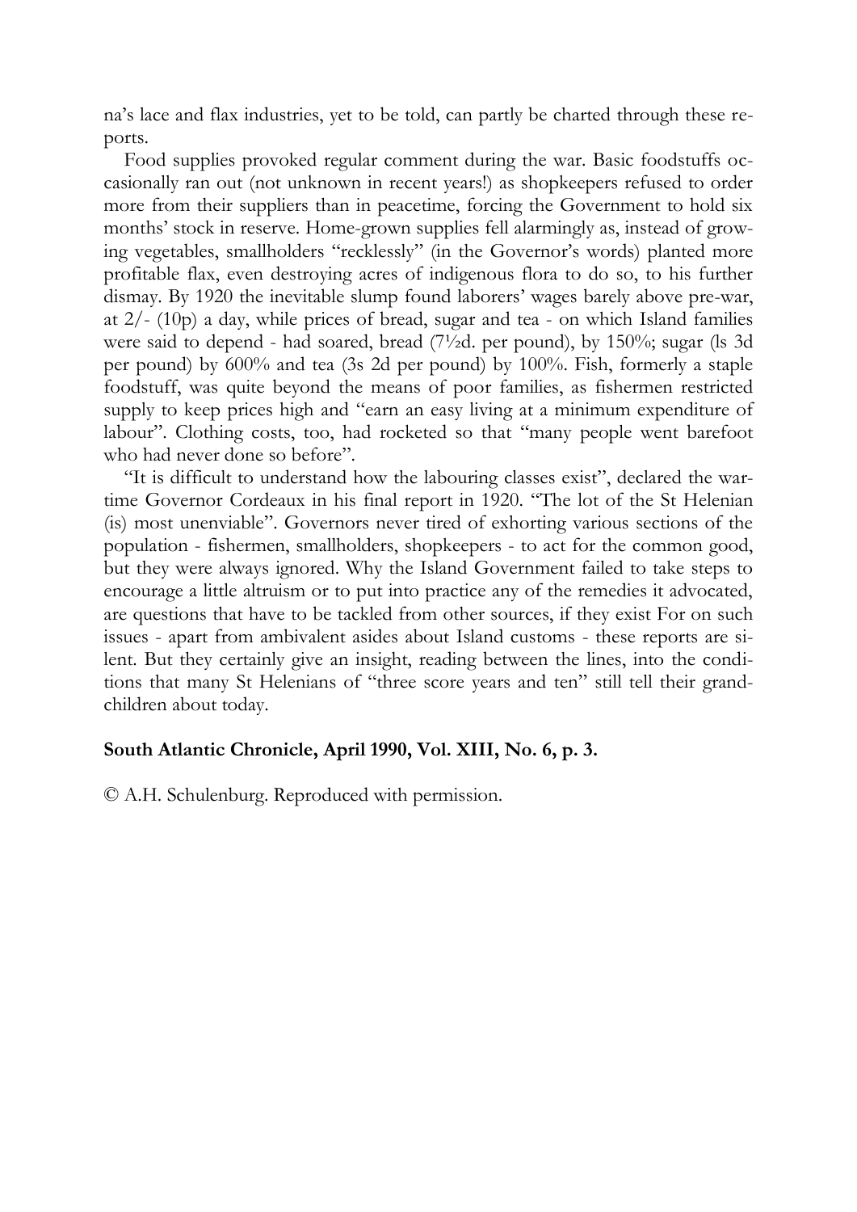na's lace and flax industries, yet to be told, can partly be charted through these reports.

Food supplies provoked regular comment during the war. Basic foodstuffs occasionally ran out (not unknown in recent years!) as shopkeepers refused to order more from their suppliers than in peacetime, forcing the Government to hold six months' stock in reserve. Home-grown supplies fell alarmingly as, instead of growing vegetables, smallholders "recklessly" (in the Governor's words) planted more profitable flax, even destroying acres of indigenous flora to do so, to his further dismay. By 1920 the inevitable slump found laborers' wages barely above pre-war, at 2/- (10p) a day, while prices of bread, sugar and tea - on which Island families were said to depend - had soared, bread (7½d. per pound), by 150%; sugar (ls 3d per pound) by 600% and tea (3s 2d per pound) by 100%. Fish, formerly a staple foodstuff, was quite beyond the means of poor families, as fishermen restricted supply to keep prices high and "earn an easy living at a minimum expenditure of labour". Clothing costs, too, had rocketed so that "many people went barefoot who had never done so before".

"It is difficult to understand how the labouring classes exist", declared the wartime Governor Cordeaux in his final report in 1920. "The lot of the St Helenian (is) most unenviable". Governors never tired of exhorting various sections of the population - fishermen, smallholders, shopkeepers - to act for the common good, but they were always ignored. Why the Island Government failed to take steps to encourage a little altruism or to put into practice any of the remedies it advocated, are questions that have to be tackled from other sources, if they exist For on such issues - apart from ambivalent asides about Island customs - these reports are silent. But they certainly give an insight, reading between the lines, into the conditions that many St Helenians of "three score years and ten" still tell their grandchildren about today.

**South Atlantic Chronicle, April 1990, Vol. XIII, No. 6, p. 3.**

© A.H. Schulenburg. Reproduced with permission.